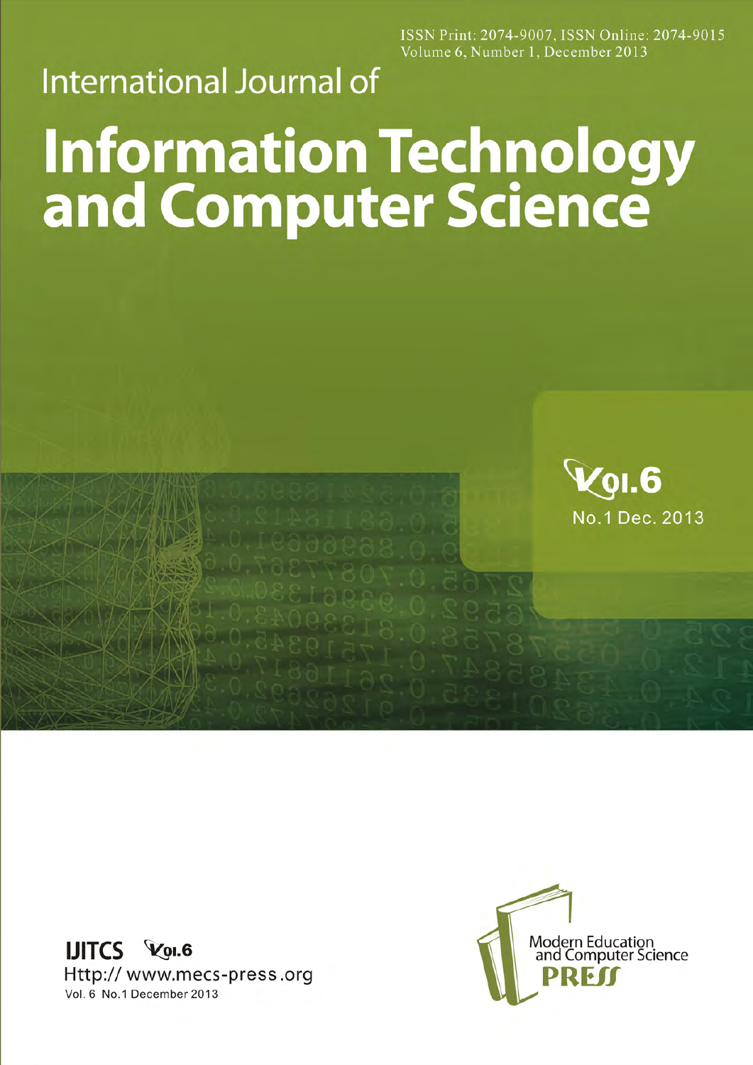ISSN Print: 2074-9007, ISSN Online: 2074-9015
Volume 6, Number 1, December 2013

International Journal of

# Information Technology and Computer Science

Vol.6

No.1 Dec. 2013

**IJITCS** Vol.6

Http:// www.mecs-press.org

Vol. 6 No.1 December 2013

Modern Education and Computer Science

**PRESS**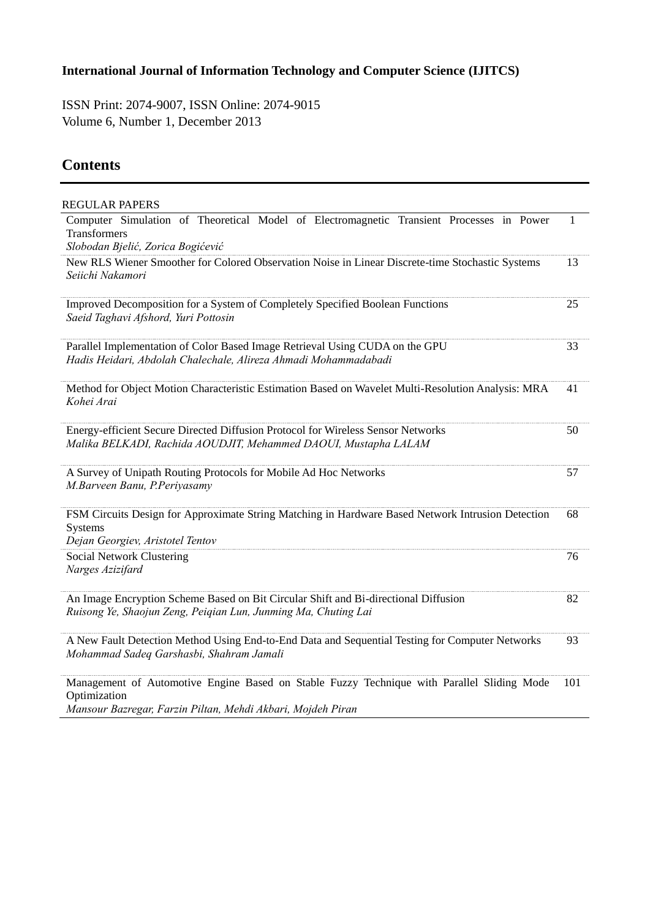**International Journal of Information Technology and Computer Science (IJITCS)**

ISSN Print: 2074-9007, ISSN Online: 2074-9015
Volume 6, Number 1, December 2013

## Contents

REGULAR PAPERS

| | |
|---|---|
| Computer Simulation of Theoretical Model of Electromagnetic Transient Processes in Power Transformers<br>*Slobodan Bjelić, Zorica Bogićević* | 1 |
| New RLS Wiener Smoother for Colored Observation Noise in Linear Discrete-time Stochastic Systems<br>*Seiichi Nakamori* | 13 |
| Improved Decomposition for a System of Completely Specified Boolean Functions<br>*Saeid Taghavi Afshord, Yuri Pottosin* | 25 |
| Parallel Implementation of Color Based Image Retrieval Using CUDA on the GPU<br>*Hadis Heidari, Abdolah Chalechale, Alireza Ahmadi Mohammadabadi* | 33 |
| Method for Object Motion Characteristic Estimation Based on Wavelet Multi-Resolution Analysis: MRA<br>*Kohei Arai* | 41 |
| Energy-efficient Secure Directed Diffusion Protocol for Wireless Sensor Networks<br>*Malika BELKADI, Rachida AOUDJIT, Mehammed DAOUI, Mustapha LALAM* | 50 |
| A Survey of Unipath Routing Protocols for Mobile Ad Hoc Networks<br>*M.Barveen Banu, P.Periyasamy* | 57 |
| FSM Circuits Design for Approximate String Matching in Hardware Based Network Intrusion Detection Systems<br>*Dejan Georgiev, Aristotel Tentov* | 68 |
| Social Network Clustering<br>*Narges Azizifard* | 76 |
| An Image Encryption Scheme Based on Bit Circular Shift and Bi-directional Diffusion<br>*Ruisong Ye, Shaojun Zeng, Peiqian Lun, Junming Ma, Chuting Lai* | 82 |
| A New Fault Detection Method Using End-to-End Data and Sequential Testing for Computer Networks<br>*Mohammad Sadeq Garshasbi, Shahram Jamali* | 93 |
| Management of Automotive Engine Based on Stable Fuzzy Technique with Parallel Sliding Mode Optimization<br>*Mansour Bazregar, Farzin Piltan, Mehdi Akbari, Mojdeh Piran* | 101 |